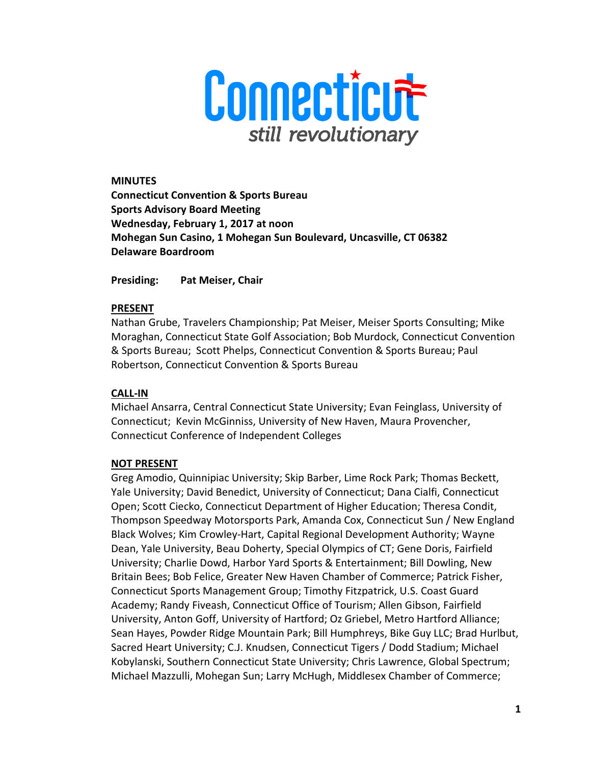Connecticut
*still revolutionary*

**MINUTES**
**Connecticut Convention & Sports Bureau**
**Sports Advisory Board Meeting**
**Wednesday, February 1, 2017 at noon**
**Mohegan Sun Casino, 1 Mohegan Sun Boulevard, Uncasville, CT 06382**
**Delaware Boardroom**

**Presiding: Pat Meiser, Chair**

**<u>PRESENT</u>**

Nathan Grube, Travelers Championship; Pat Meiser, Meiser Sports Consulting; Mike Moraghan, Connecticut State Golf Association; Bob Murdock, Connecticut Convention & Sports Bureau; Scott Phelps, Connecticut Convention & Sports Bureau; Paul Robertson, Connecticut Convention & Sports Bureau

**<u>CALL-IN</u>**

Michael Ansarra, Central Connecticut State University; Evan Feinglass, University of Connecticut; Kevin McGinniss, University of New Haven, Maura Provencher, Connecticut Conference of Independent Colleges

**<u>NOT PRESENT</u>**

Greg Amodio, Quinnipiac University; Skip Barber, Lime Rock Park; Thomas Beckett, Yale University; David Benedict, University of Connecticut; Dana Cialfi, Connecticut Open; Scott Ciecko, Connecticut Department of Higher Education; Theresa Condit, Thompson Speedway Motorsports Park, Amanda Cox, Connecticut Sun / New England Black Wolves; Kim Crowley-Hart, Capital Regional Development Authority; Wayne Dean, Yale University, Beau Doherty, Special Olympics of CT; Gene Doris, Fairfield University; Charlie Dowd, Harbor Yard Sports & Entertainment; Bill Dowling, New Britain Bees; Bob Felice, Greater New Haven Chamber of Commerce; Patrick Fisher, Connecticut Sports Management Group; Timothy Fitzpatrick, U.S. Coast Guard Academy; Randy Fiveash, Connecticut Office of Tourism; Allen Gibson, Fairfield University, Anton Goff, University of Hartford; Oz Griebel, Metro Hartford Alliance; Sean Hayes, Powder Ridge Mountain Park; Bill Humphreys, Bike Guy LLC; Brad Hurlbut, Sacred Heart University; C.J. Knudsen, Connecticut Tigers / Dodd Stadium; Michael Kobylanski, Southern Connecticut State University; Chris Lawrence, Global Spectrum; Michael Mazzulli, Mohegan Sun; Larry McHugh, Middlesex Chamber of Commerce;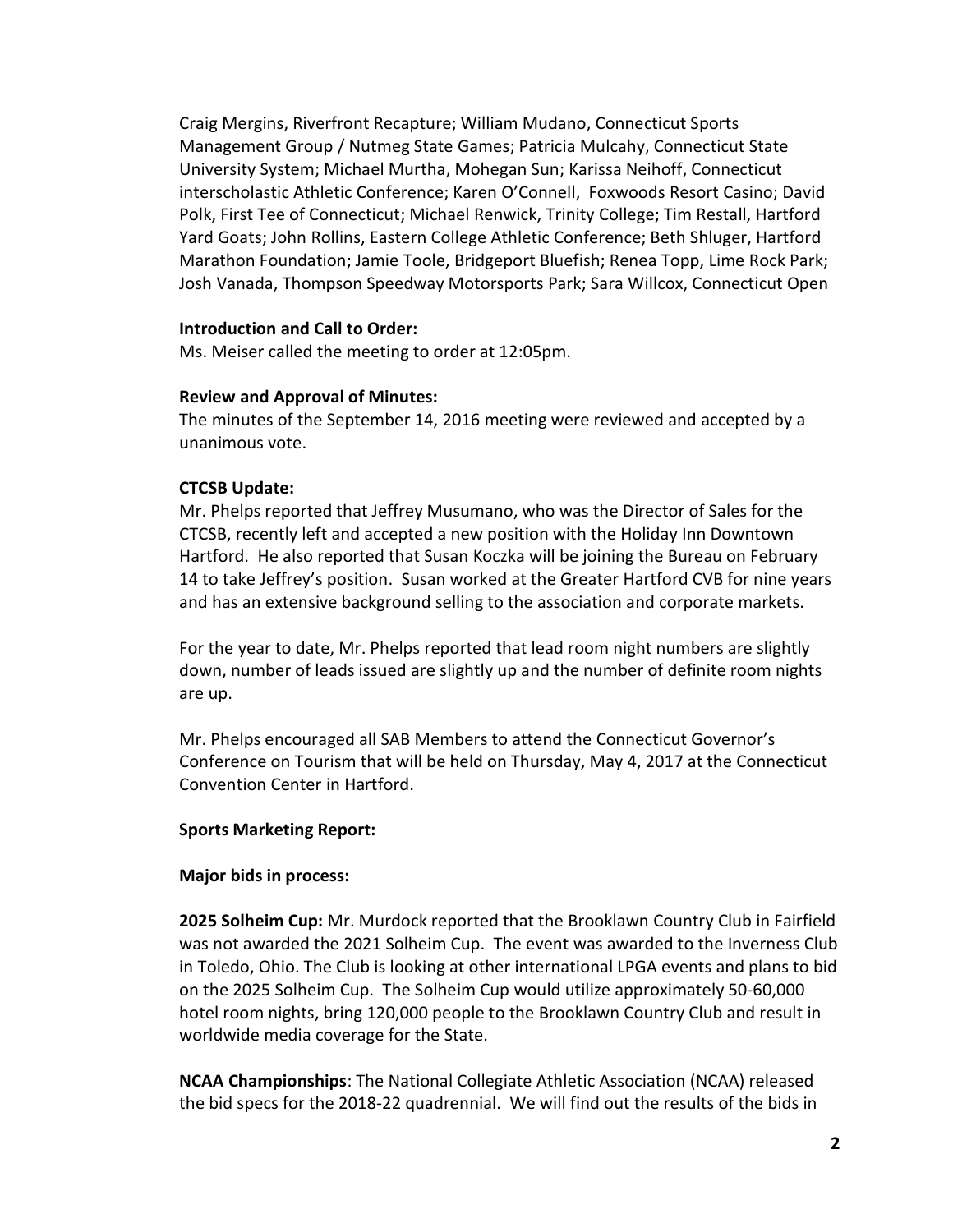Craig Mergins, Riverfront Recapture; William Mudano, Connecticut Sports Management Group / Nutmeg State Games; Patricia Mulcahy, Connecticut State University System; Michael Murtha, Mohegan Sun; Karissa Neihoff, Connecticut interscholastic Athletic Conference; Karen O'Connell, Foxwoods Resort Casino; David Polk, First Tee of Connecticut; Michael Renwick, Trinity College; Tim Restall, Hartford Yard Goats; John Rollins, Eastern College Athletic Conference; Beth Shluger, Hartford Marathon Foundation; Jamie Toole, Bridgeport Bluefish; Renea Topp, Lime Rock Park; Josh Vanada, Thompson Speedway Motorsports Park; Sara Willcox, Connecticut Open

**Introduction and Call to Order:**
Ms. Meiser called the meeting to order at 12:05pm.

**Review and Approval of Minutes:**
The minutes of the September 14, 2016 meeting were reviewed and accepted by a unanimous vote.

**CTCSB Update:**
Mr. Phelps reported that Jeffrey Musumano, who was the Director of Sales for the CTCSB, recently left and accepted a new position with the Holiday Inn Downtown Hartford. He also reported that Susan Koczka will be joining the Bureau on February 14 to take Jeffrey's position. Susan worked at the Greater Hartford CVB for nine years and has an extensive background selling to the association and corporate markets.

For the year to date, Mr. Phelps reported that lead room night numbers are slightly down, number of leads issued are slightly up and the number of definite room nights are up.

Mr. Phelps encouraged all SAB Members to attend the Connecticut Governor's Conference on Tourism that will be held on Thursday, May 4, 2017 at the Connecticut Convention Center in Hartford.

**Sports Marketing Report:**

**Major bids in process:**

**2025 Solheim Cup:** Mr. Murdock reported that the Brooklawn Country Club in Fairfield was not awarded the 2021 Solheim Cup. The event was awarded to the Inverness Club in Toledo, Ohio. The Club is looking at other international LPGA events and plans to bid on the 2025 Solheim Cup. The Solheim Cup would utilize approximately 50-60,000 hotel room nights, bring 120,000 people to the Brooklawn Country Club and result in worldwide media coverage for the State.

**NCAA Championships**: The National Collegiate Athletic Association (NCAA) released the bid specs for the 2018-22 quadrennial. We will find out the results of the bids in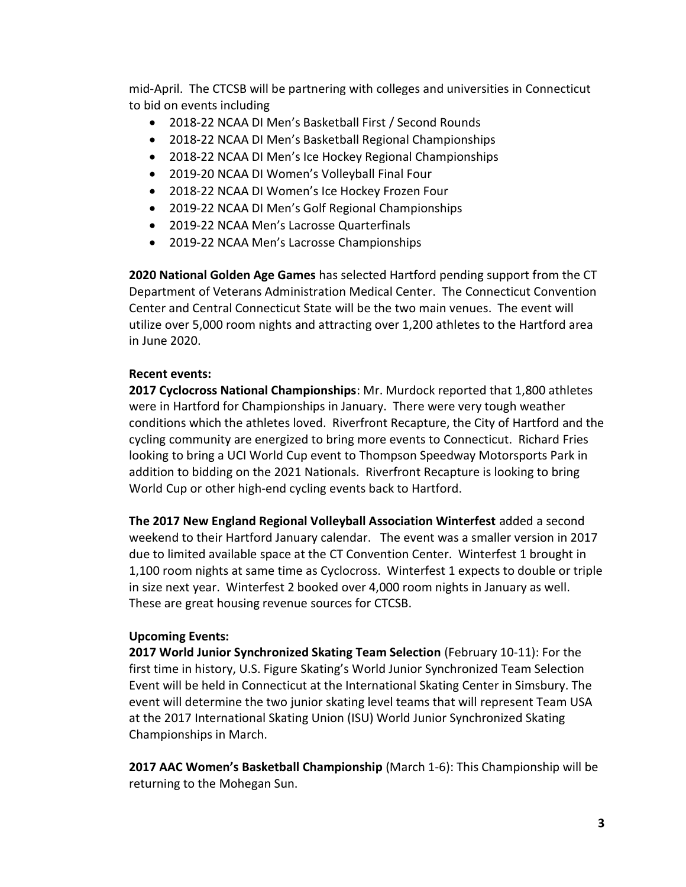mid-April. The CTCSB will be partnering with colleges and universities in Connecticut to bid on events including

- 2018-22 NCAA DI Men's Basketball First / Second Rounds
- 2018-22 NCAA DI Men's Basketball Regional Championships
- 2018-22 NCAA DI Men's Ice Hockey Regional Championships
- 2019-20 NCAA DI Women's Volleyball Final Four
- 2018-22 NCAA DI Women's Ice Hockey Frozen Four
- 2019-22 NCAA DI Men's Golf Regional Championships
- 2019-22 NCAA Men's Lacrosse Quarterfinals
- 2019-22 NCAA Men's Lacrosse Championships

**2020 National Golden Age Games** has selected Hartford pending support from the CT Department of Veterans Administration Medical Center. The Connecticut Convention Center and Central Connecticut State will be the two main venues. The event will utilize over 5,000 room nights and attracting over 1,200 athletes to the Hartford area in June 2020.

**Recent events:**

**2017 Cyclocross National Championships**: Mr. Murdock reported that 1,800 athletes were in Hartford for Championships in January. There were very tough weather conditions which the athletes loved. Riverfront Recapture, the City of Hartford and the cycling community are energized to bring more events to Connecticut. Richard Fries looking to bring a UCI World Cup event to Thompson Speedway Motorsports Park in addition to bidding on the 2021 Nationals. Riverfront Recapture is looking to bring World Cup or other high-end cycling events back to Hartford.

**The 2017 New England Regional Volleyball Association Winterfest** added a second weekend to their Hartford January calendar. The event was a smaller version in 2017 due to limited available space at the CT Convention Center. Winterfest 1 brought in 1,100 room nights at same time as Cyclocross. Winterfest 1 expects to double or triple in size next year. Winterfest 2 booked over 4,000 room nights in January as well. These are great housing revenue sources for CTCSB.

**Upcoming Events:**

**2017 World Junior Synchronized Skating Team Selection** (February 10-11): For the first time in history, U.S. Figure Skating's World Junior Synchronized Team Selection Event will be held in Connecticut at the International Skating Center in Simsbury. The event will determine the two junior skating level teams that will represent Team USA at the 2017 International Skating Union (ISU) World Junior Synchronized Skating Championships in March.

**2017 AAC Women's Basketball Championship** (March 1-6): This Championship will be returning to the Mohegan Sun.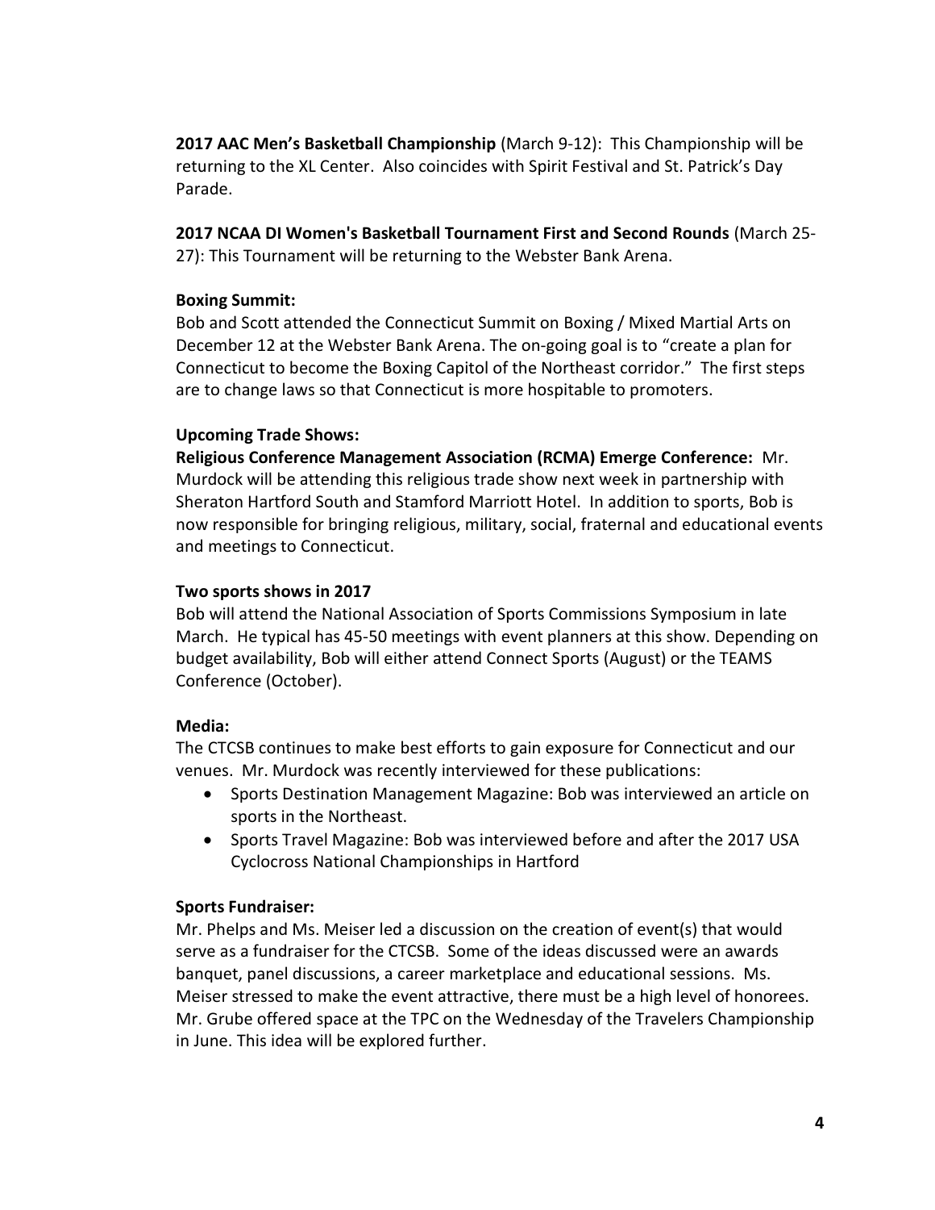**2017 AAC Men's Basketball Championship** (March 9-12): This Championship will be returning to the XL Center. Also coincides with Spirit Festival and St. Patrick's Day Parade.

**2017 NCAA DI Women's Basketball Tournament First and Second Rounds** (March 25-27): This Tournament will be returning to the Webster Bank Arena.

**Boxing Summit:**

Bob and Scott attended the Connecticut Summit on Boxing / Mixed Martial Arts on December 12 at the Webster Bank Arena. The on-going goal is to "create a plan for Connecticut to become the Boxing Capitol of the Northeast corridor." The first steps are to change laws so that Connecticut is more hospitable to promoters.

**Upcoming Trade Shows:**

**Religious Conference Management Association (RCMA) Emerge Conference:** Mr. Murdock will be attending this religious trade show next week in partnership with Sheraton Hartford South and Stamford Marriott Hotel. In addition to sports, Bob is now responsible for bringing religious, military, social, fraternal and educational events and meetings to Connecticut.

**Two sports shows in 2017**

Bob will attend the National Association of Sports Commissions Symposium in late March. He typical has 45-50 meetings with event planners at this show. Depending on budget availability, Bob will either attend Connect Sports (August) or the TEAMS Conference (October).

**Media:**

The CTCSB continues to make best efforts to gain exposure for Connecticut and our venues. Mr. Murdock was recently interviewed for these publications:

- Sports Destination Management Magazine: Bob was interviewed an article on sports in the Northeast.
- Sports Travel Magazine: Bob was interviewed before and after the 2017 USA Cyclocross National Championships in Hartford

**Sports Fundraiser:**

Mr. Phelps and Ms. Meiser led a discussion on the creation of event(s) that would serve as a fundraiser for the CTCSB. Some of the ideas discussed were an awards banquet, panel discussions, a career marketplace and educational sessions. Ms. Meiser stressed to make the event attractive, there must be a high level of honorees. Mr. Grube offered space at the TPC on the Wednesday of the Travelers Championship in June. This idea will be explored further.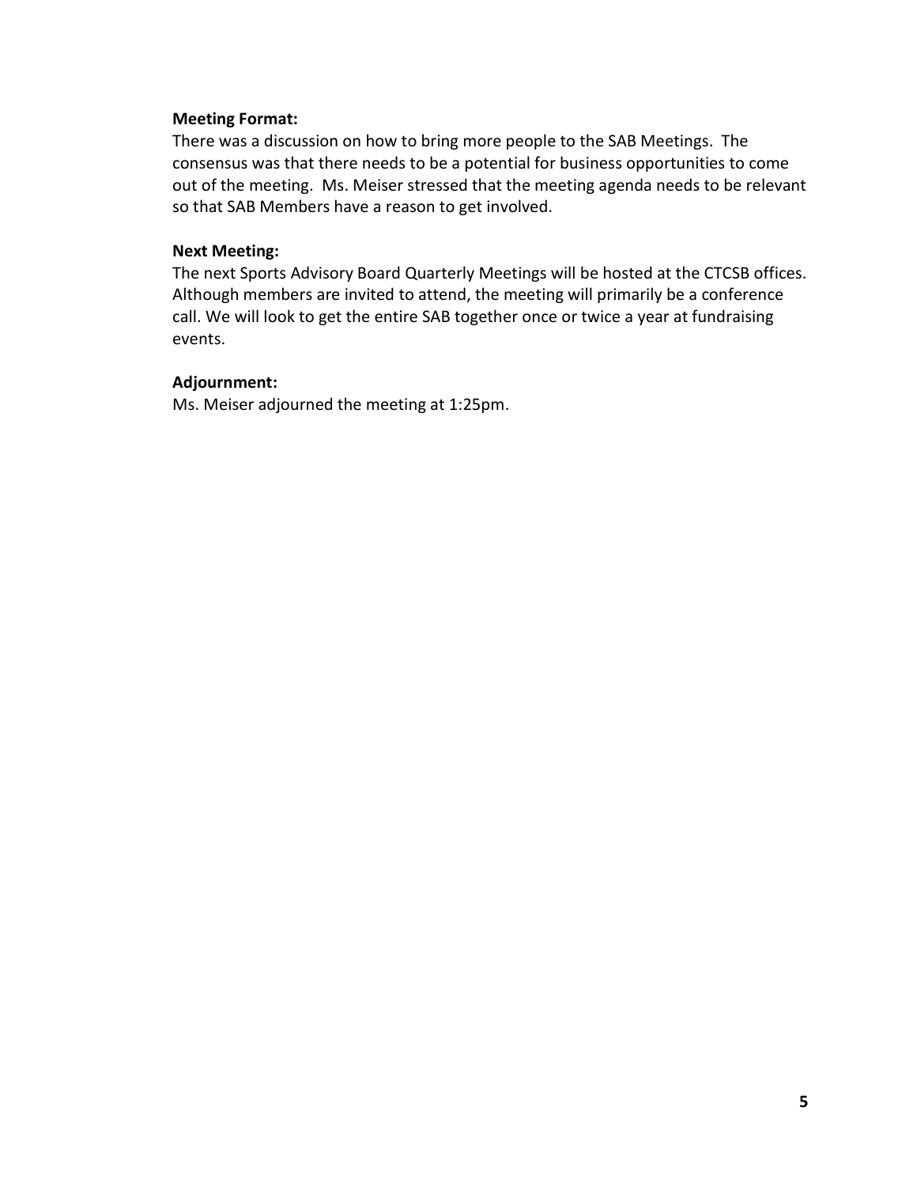**Meeting Format:**
There was a discussion on how to bring more people to the SAB Meetings. The consensus was that there needs to be a potential for business opportunities to come out of the meeting. Ms. Meiser stressed that the meeting agenda needs to be relevant so that SAB Members have a reason to get involved.

**Next Meeting:**
The next Sports Advisory Board Quarterly Meetings will be hosted at the CTCSB offices. Although members are invited to attend, the meeting will primarily be a conference call. We will look to get the entire SAB together once or twice a year at fundraising events.

**Adjournment:**
Ms. Meiser adjourned the meeting at 1:25pm.